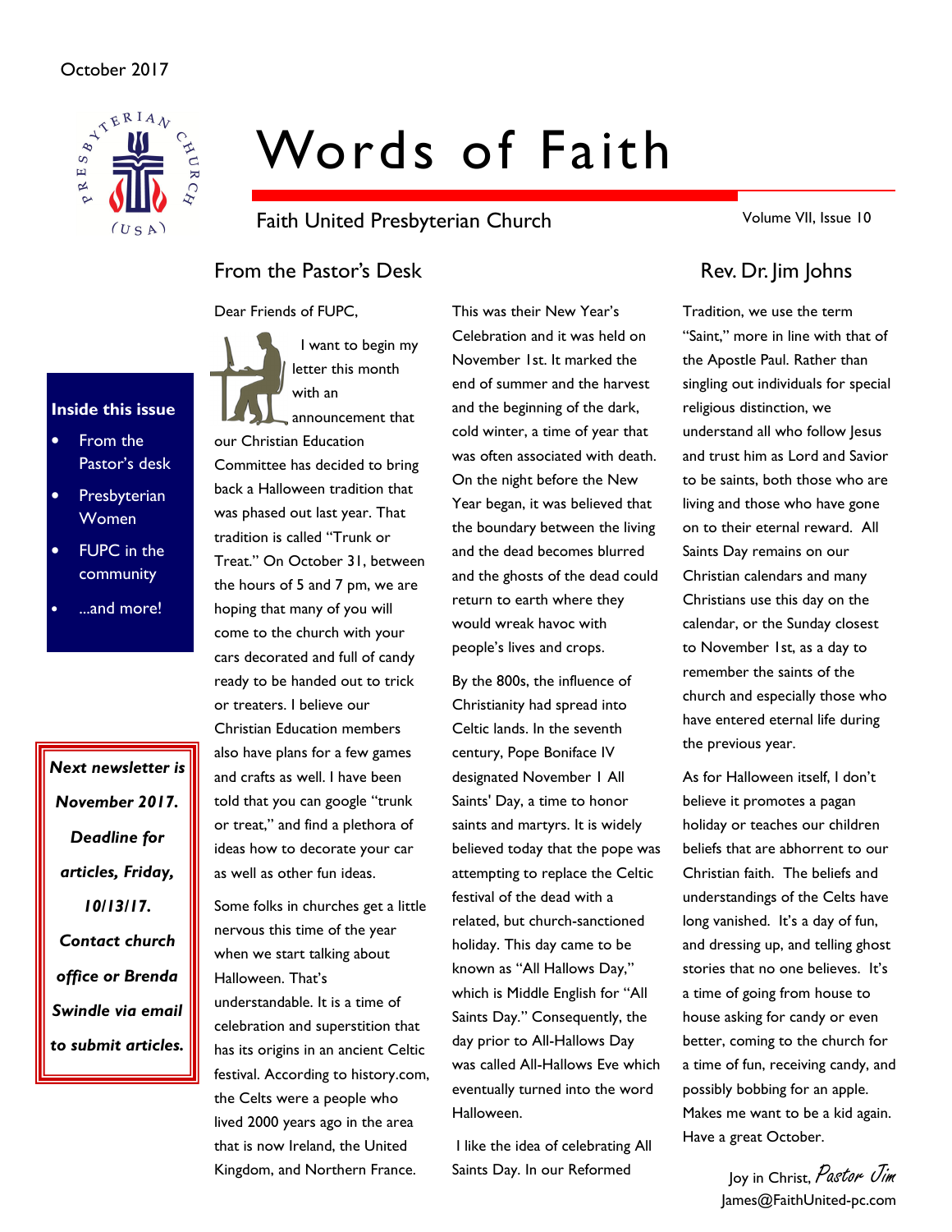October 2017

# Words of Faith

Faith United Presbyterian Church

Volume VII, Issue 10

**Inside this issue**

- From the Pastor's desk
- Presbyterian Women
- FUPC in the community
- ...and more!

***Next newsletter is November 2017. Deadline for articles, Friday, 10/13/17. Contact church office or Brenda Swindle via email to submit articles.***

## From the Pastor's Desk

### Rev. Dr. Jim Johns

Dear Friends of FUPC,

I want to begin my letter this month with an announcement that our Christian Education Committee has decided to bring back a Halloween tradition that was phased out last year. That tradition is called "Trunk or Treat." On October 31, between the hours of 5 and 7 pm, we are hoping that many of you will come to the church with your cars decorated and full of candy ready to be handed out to trick or treaters. I believe our Christian Education members also have plans for a few games and crafts as well. I have been told that you can google "trunk or treat," and find a plethora of ideas how to decorate your car as well as other fun ideas.

Some folks in churches get a little nervous this time of the year when we start talking about Halloween. That's understandable. It is a time of celebration and superstition that has its origins in an ancient Celtic festival. According to history.com, the Celts were a people who lived 2000 years ago in the area that is now Ireland, the United Kingdom, and Northern France. This was their New Year's Celebration and it was held on November 1st. It marked the end of summer and the harvest and the beginning of the dark, cold winter, a time of year that was often associated with death. On the night before the New Year began, it was believed that the boundary between the living and the dead becomes blurred and the ghosts of the dead could return to earth where they would wreak havoc with people's lives and crops.

By the 800s, the influence of Christianity had spread into Celtic lands. In the seventh century, Pope Boniface IV designated November 1 All Saints' Day, a time to honor saints and martyrs. It is widely believed today that the pope was attempting to replace the Celtic festival of the dead with a related, but church-sanctioned holiday. This day came to be known as "All Hallows Day," which is Middle English for "All Saints Day." Consequently, the day prior to All-Hallows Day was called All-Hallows Eve which eventually turned into the word Halloween.

I like the idea of celebrating All Saints Day. In our Reformed Tradition, we use the term "Saint," more in line with that of the Apostle Paul. Rather than singling out individuals for special religious distinction, we understand all who follow Jesus and trust him as Lord and Savior to be saints, both those who are living and those who have gone on to their eternal reward. All Saints Day remains on our Christian calendars and many Christians use this day on the calendar, or the Sunday closest to November 1st, as a day to remember the saints of the church and especially those who have entered eternal life during the previous year.

As for Halloween itself, I don't believe it promotes a pagan holiday or teaches our children beliefs that are abhorrent to our Christian faith. The beliefs and understandings of the Celts have long vanished. It's a day of fun, and dressing up, and telling ghost stories that no one believes. It's a time of going from house to house asking for candy or even better, coming to the church for a time of fun, receiving candy, and possibly bobbing for an apple. Makes me want to be a kid again. Have a great October.

Joy in Christ, *Pastor Jim*
James@FaithUnited-pc.com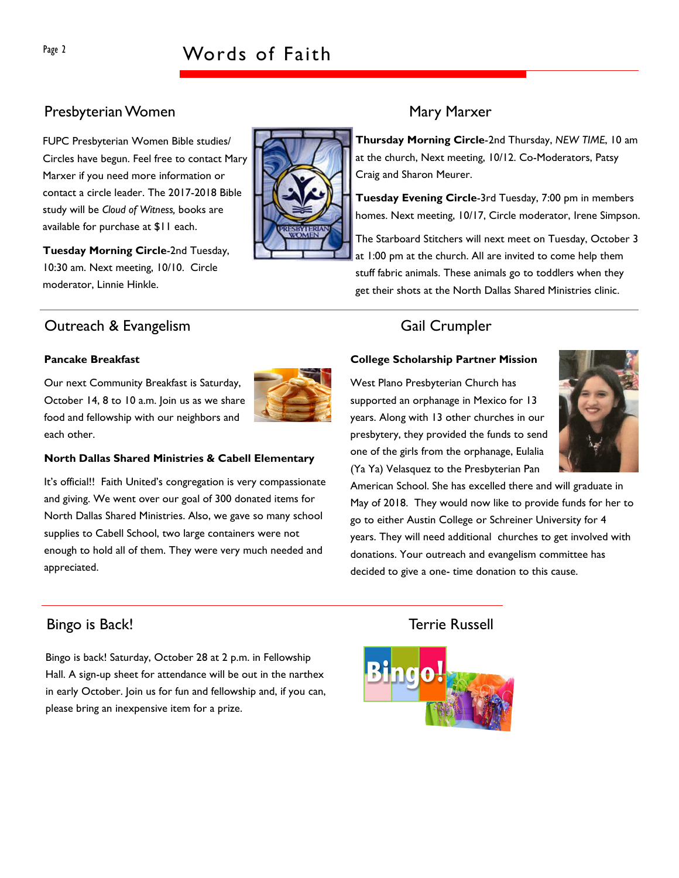## Presbyterian Women

### Mary Marxer

FUPC Presbyterian Women Bible studies/ Circles have begun. Feel free to contact Mary Marxer if you need more information or contact a circle leader. The 2017-2018 Bible study will be *Cloud of Witness,* books are available for purchase at $11 each.

**Tuesday Morning Circle**-2nd Tuesday, 10:30 am. Next meeting, 10/10. Circle moderator, Linnie Hinkle.

**Thursday Morning Circle**-2nd Thursday, *NEW TIME*, 10 am at the church, Next meeting, 10/12. Co-Moderators, Patsy Craig and Sharon Meurer.

**Tuesday Evening Circle**-3rd Tuesday, 7:00 pm in members homes. Next meeting, 10/17, Circle moderator, Irene Simpson.

The Starboard Stitchers will next meet on Tuesday, October 3 at 1:00 pm at the church. All are invited to come help them stuff fabric animals. These animals go to toddlers when they get their shots at the North Dallas Shared Ministries clinic.

## Outreach & Evangelism

### Gail Crumpler

**Pancake Breakfast**

Our next Community Breakfast is Saturday, October 14, 8 to 10 a.m. Join us as we share food and fellowship with our neighbors and each other.

**North Dallas Shared Ministries & Cabell Elementary**

It's official!! Faith United's congregation is very compassionate and giving. We went over our goal of 300 donated items for North Dallas Shared Ministries. Also, we gave so many school supplies to Cabell School, two large containers were not enough to hold all of them. They were very much needed and appreciated.

**College Scholarship Partner Mission**

West Plano Presbyterian Church has supported an orphanage in Mexico for 13 years. Along with 13 other churches in our presbytery, they provided the funds to send one of the girls from the orphanage, Eulalia (Ya Ya) Velasquez to the Presbyterian Pan American School. She has excelled there and will graduate in May of 2018. They would now like to provide funds for her to go to either Austin College or Schreiner University for 4 years. They will need additional churches to get involved with donations. Your outreach and evangelism committee has decided to give a one- time donation to this cause.

## Bingo is Back!

### Terrie Russell

Bingo is back! Saturday, October 28 at 2 p.m. in Fellowship Hall. A sign-up sheet for attendance will be out in the narthex in early October. Join us for fun and fellowship and, if you can, please bring an inexpensive item for a prize.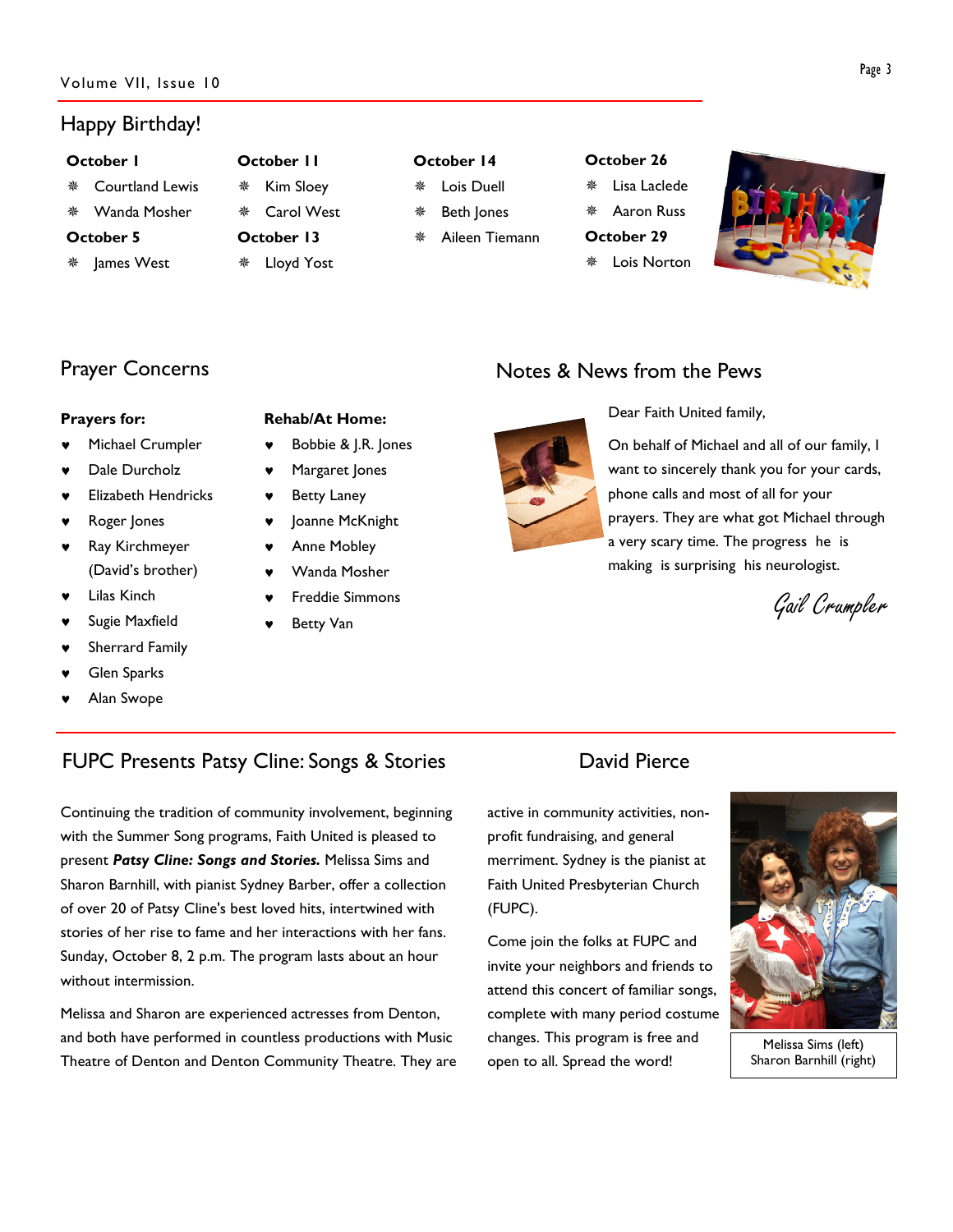## Happy Birthday!

**October 1**
- Courtland Lewis
- Wanda Mosher

**October 5**
- James West

**October 11**
- Kim Sloey
- Carol West

**October 13**
- Lloyd Yost

**October 14**
- Lois Duell
- Beth Jones
- Aileen Tiemann

**October 26**
- Lisa Laclede
- Aaron Russ

**October 29**
- Lois Norton

## Prayer Concerns

**Prayers for:**
- Michael Crumpler
- Dale Durcholz
- Elizabeth Hendricks
- Roger Jones
- Ray Kirchmeyer (David's brother)
- Lilas Kinch
- Sugie Maxfield
- Sherrard Family
- Glen Sparks
- Alan Swope

**Rehab/At Home:**
- Bobbie & J.R. Jones
- Margaret Jones
- Betty Laney
- Joanne McKnight
- Anne Mobley
- Wanda Mosher
- Freddie Simmons
- Betty Van

## Notes & News from the Pews

Dear Faith United family,

On behalf of Michael and all of our family, I want to sincerely thank you for your cards, phone calls and most of all for your prayers. They are what got Michael through a very scary time. The progress he is making is surprising his neurologist.

*Gail Crumpler*

## FUPC Presents Patsy Cline: Songs & Stories

## David Pierce

Continuing the tradition of community involvement, beginning with the Summer Song programs, Faith United is pleased to present ***Patsy Cline: Songs and Stories.*** Melissa Sims and Sharon Barnhill, with pianist Sydney Barber, offer a collection of over 20 of Patsy Cline's best loved hits, intertwined with stories of her rise to fame and her interactions with her fans. Sunday, October 8, 2 p.m. The program lasts about an hour without intermission.

Melissa and Sharon are experienced actresses from Denton, and both have performed in countless productions with Music Theatre of Denton and Denton Community Theatre. They are active in community activities, non-profit fundraising, and general merriment. Sydney is the pianist at Faith United Presbyterian Church (FUPC).

Come join the folks at FUPC and invite your neighbors and friends to attend this concert of familiar songs, complete with many period costume changes. This program is free and open to all. Spread the word!

Melissa Sims (left)
Sharon Barnhill (right)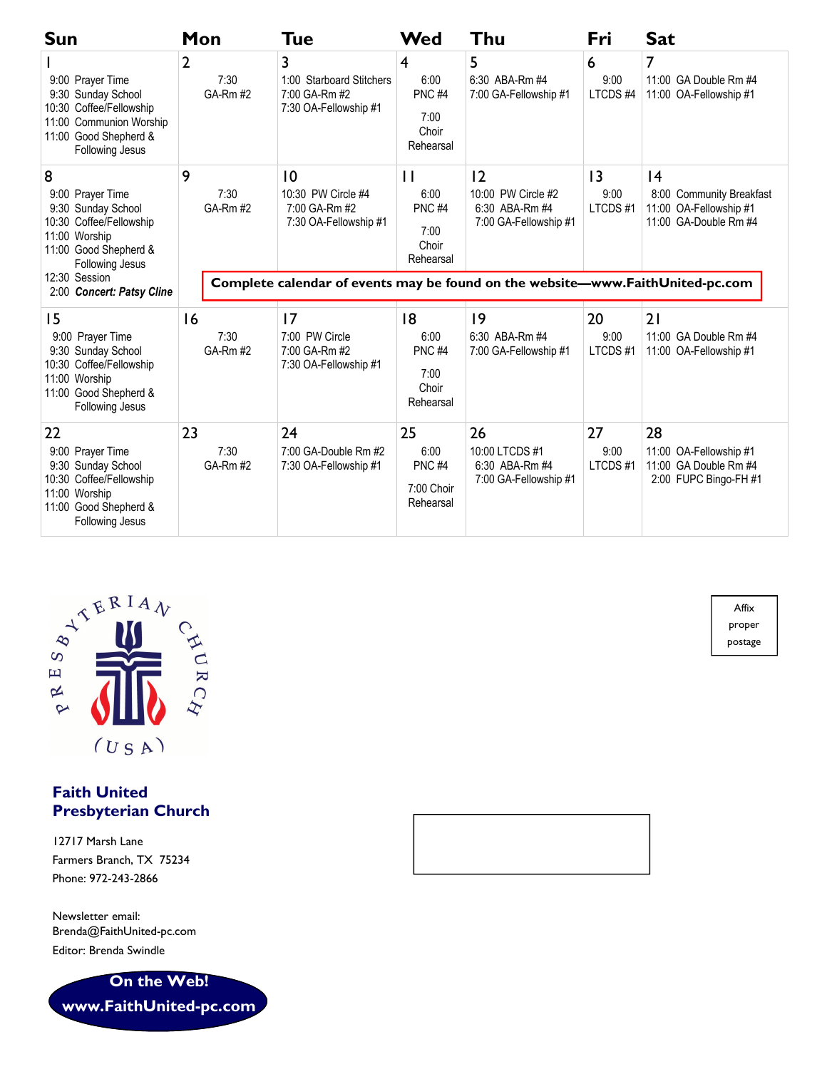| Sun | Mon | Tue | Wed | Thu | Fri | Sat |
|---|---|---|---|---|---|---|
| 1<br>9:00 Prayer Time<br>9:30 Sunday School<br>10:30 Coffee/Fellowship<br>11:00 Communion Worship<br>11:00 Good Shepherd & Following Jesus | 2<br>7:30 GA-Rm #2 | 3<br>1:00 Starboard Stitchers<br>7:00 GA-Rm #2<br>7:30 OA-Fellowship #1 | 4<br>6:00 PNC #4<br>7:00 Choir Rehearsal | 5<br>6:30 ABA-Rm #4<br>7:00 GA-Fellowship #1 | 6<br>9:00 LTCDS #4 | 7<br>11:00 GA Double Rm #4<br>11:00 OA-Fellowship #1 |
| 8<br>9:00 Prayer Time<br>9:30 Sunday School<br>10:30 Coffee/Fellowship<br>11:00 Worship<br>11:00 Good Shepherd & Following Jesus<br>12:30 Session<br>2:00 *Concert: Patsy Cline* | 9<br>7:30 GA-Rm #2 | 10<br>10:30 PW Circle #4<br>7:00 GA-Rm #2<br>7:30 OA-Fellowship #1 | 11<br>6:00 PNC #4<br>7:00 Choir Rehearsal | 12<br>10:00 PW Circle #2<br>6:30 ABA-Rm #4<br>7:00 GA-Fellowship #1 | 13<br>9:00 LTCDS #1 | 14<br>8:00 Community Breakfast<br>11:00 OA-Fellowship #1<br>11:00 GA-Double Rm #4 |
| 15<br>9:00 Prayer Time<br>9:30 Sunday School<br>10:30 Coffee/Fellowship<br>11:00 Worship<br>11:00 Good Shepherd & Following Jesus | 16<br>7:30 GA-Rm #2 | 17<br>7:00 PW Circle<br>7:00 GA-Rm #2<br>7:30 OA-Fellowship #1 | 18<br>6:00 PNC #4<br>7:00 Choir Rehearsal | 19<br>6:30 ABA-Rm #4<br>7:00 GA-Fellowship #1 | 20<br>9:00 LTCDS #1 | 21<br>11:00 GA Double Rm #4<br>11:00 OA-Fellowship #1 |
| 22<br>9:00 Prayer Time<br>9:30 Sunday School<br>10:30 Coffee/Fellowship<br>11:00 Worship<br>11:00 Good Shepherd & Following Jesus | 23<br>7:30 GA-Rm #2 | 24<br>7:00 GA-Double Rm #2<br>7:30 OA-Fellowship #1 | 25<br>6:00 PNC #4<br>7:00 Choir Rehearsal | 26<br>10:00 LTCDS #1<br>6:30 ABA-Rm #4<br>7:00 GA-Fellowship #1 | 27<br>9:00 LTCDS #1 | 28<br>11:00 OA-Fellowship #1<br>11:00 GA Double Rm #4<br>2:00 FUPC Bingo-FH #1 |

**Complete calendar of events may be found on the website—www.FaithUnited-pc.com**

PRESBYTERIAN CHURCH (USA)

**Faith United Presbyterian Church**

12717 Marsh Lane
Farmers Branch, TX 75234
Phone: 972-243-2866

Newsletter email:
Brenda@FaithUnited-pc.com
Editor: Brenda Swindle

**On the Web!**
**www.FaithUnited-pc.com**

Affix proper postage